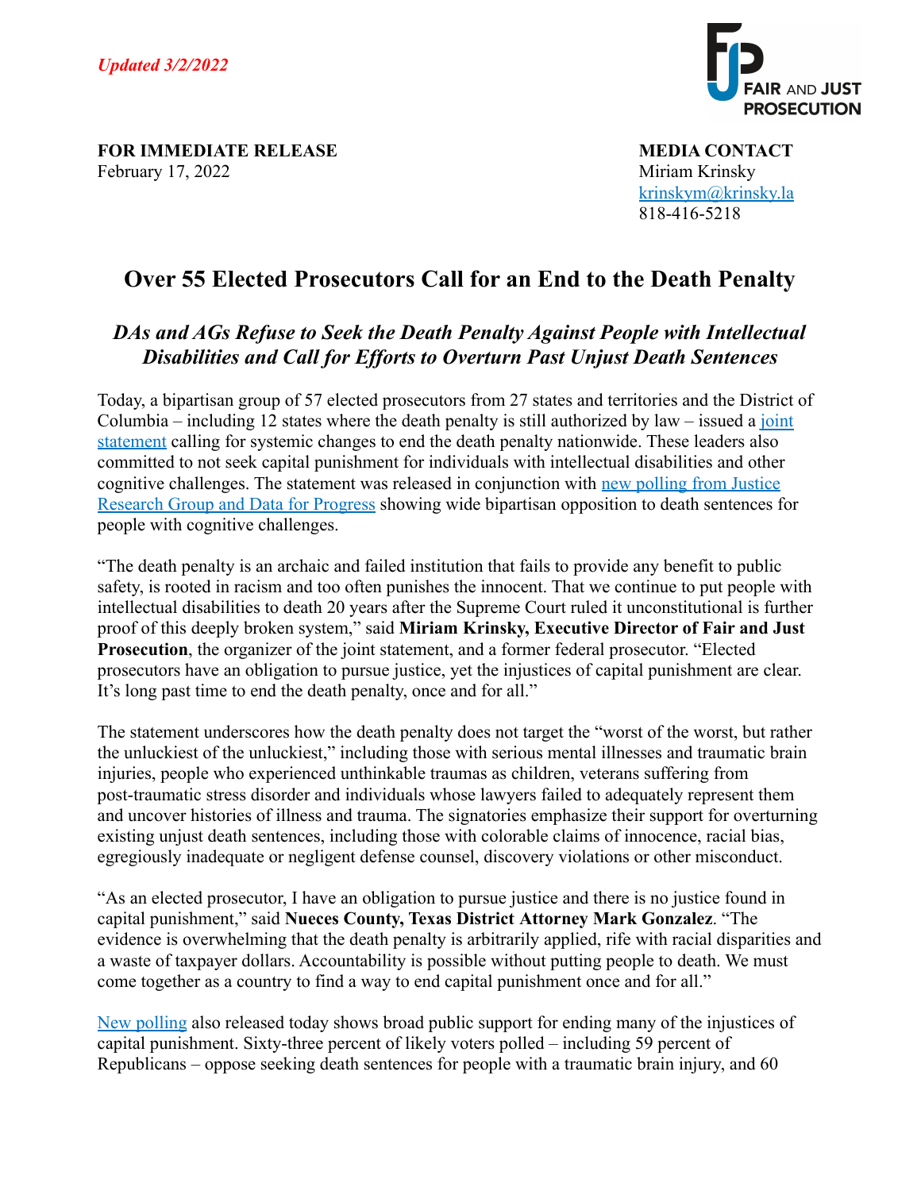*Updated 3/2/2022*

FAIR AND JUST PROSECUTION

**FOR IMMEDIATE RELEASE**
February 17, 2022

**MEDIA CONTACT**
Miriam Krinsky
krinskym@krinsky.la
818-416-5218

# Over 55 Elected Prosecutors Call for an End to the Death Penalty

## *DAs and AGs Refuse to Seek the Death Penalty Against People with Intellectual Disabilities and Call for Efforts to Overturn Past Unjust Death Sentences*

Today, a bipartisan group of 57 elected prosecutors from 27 states and territories and the District of Columbia – including 12 states where the death penalty is still authorized by law – issued a joint statement calling for systemic changes to end the death penalty nationwide. These leaders also committed to not seek capital punishment for individuals with intellectual disabilities and other cognitive challenges. The statement was released in conjunction with new polling from Justice Research Group and Data for Progress showing wide bipartisan opposition to death sentences for people with cognitive challenges.

"The death penalty is an archaic and failed institution that fails to provide any benefit to public safety, is rooted in racism and too often punishes the innocent. That we continue to put people with intellectual disabilities to death 20 years after the Supreme Court ruled it unconstitutional is further proof of this deeply broken system," said **Miriam Krinsky, Executive Director of Fair and Just Prosecution**, the organizer of the joint statement, and a former federal prosecutor. "Elected prosecutors have an obligation to pursue justice, yet the injustices of capital punishment are clear. It's long past time to end the death penalty, once and for all."

The statement underscores how the death penalty does not target the "worst of the worst, but rather the unluckiest of the unluckiest," including those with serious mental illnesses and traumatic brain injuries, people who experienced unthinkable traumas as children, veterans suffering from post-traumatic stress disorder and individuals whose lawyers failed to adequately represent them and uncover histories of illness and trauma. The signatories emphasize their support for overturning existing unjust death sentences, including those with colorable claims of innocence, racial bias, egregiously inadequate or negligent defense counsel, discovery violations or other misconduct.

"As an elected prosecutor, I have an obligation to pursue justice and there is no justice found in capital punishment," said **Nueces County, Texas District Attorney Mark Gonzalez**. "The evidence is overwhelming that the death penalty is arbitrarily applied, rife with racial disparities and a waste of taxpayer dollars. Accountability is possible without putting people to death. We must come together as a country to find a way to end capital punishment once and for all."

New polling also released today shows broad public support for ending many of the injustices of capital punishment. Sixty-three percent of likely voters polled – including 59 percent of Republicans – oppose seeking death sentences for people with a traumatic brain injury, and 60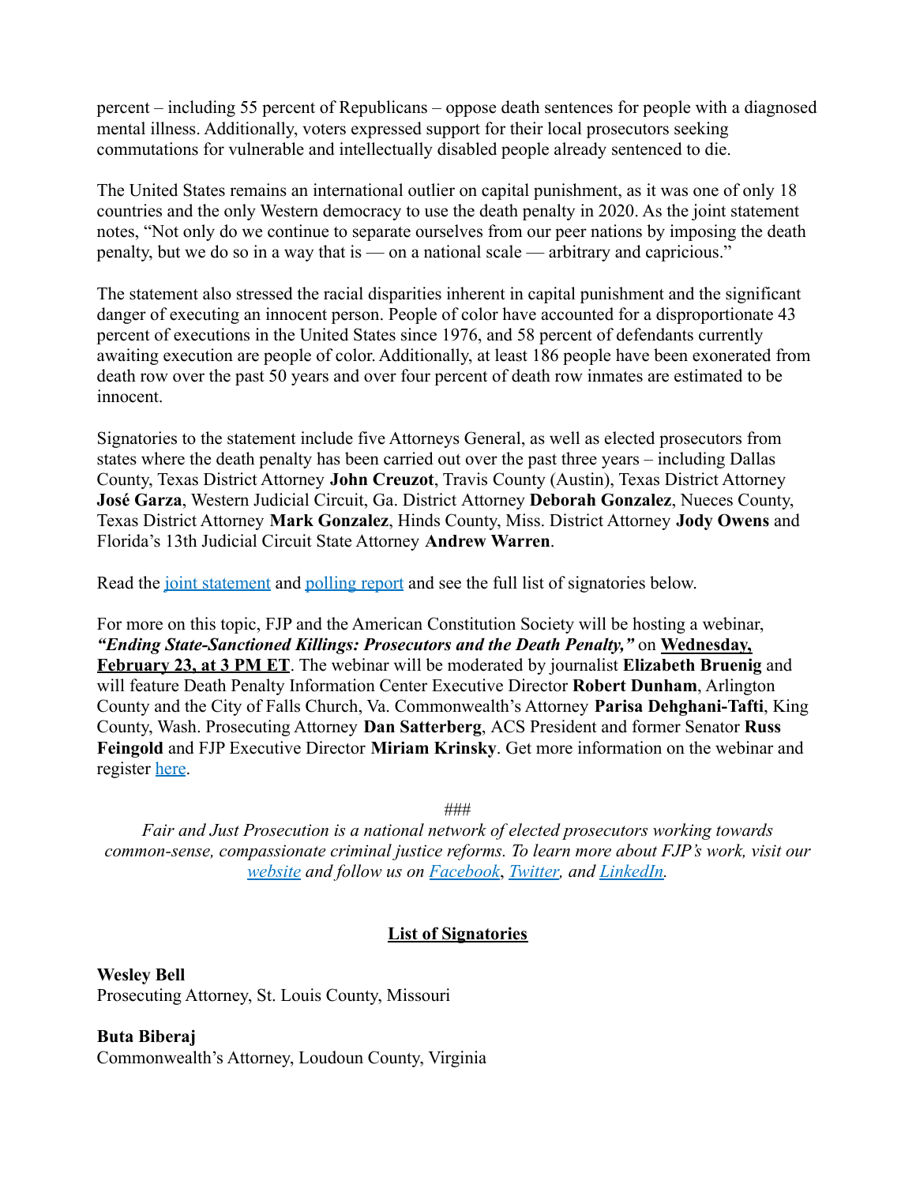percent – including 55 percent of Republicans – oppose death sentences for people with a diagnosed mental illness. Additionally, voters expressed support for their local prosecutors seeking commutations for vulnerable and intellectually disabled people already sentenced to die.

The United States remains an international outlier on capital punishment, as it was one of only 18 countries and the only Western democracy to use the death penalty in 2020. As the joint statement notes, "Not only do we continue to separate ourselves from our peer nations by imposing the death penalty, but we do so in a way that is — on a national scale — arbitrary and capricious."

The statement also stressed the racial disparities inherent in capital punishment and the significant danger of executing an innocent person. People of color have accounted for a disproportionate 43 percent of executions in the United States since 1976, and 58 percent of defendants currently awaiting execution are people of color. Additionally, at least 186 people have been exonerated from death row over the past 50 years and over four percent of death row inmates are estimated to be innocent.

Signatories to the statement include five Attorneys General, as well as elected prosecutors from states where the death penalty has been carried out over the past three years – including Dallas County, Texas District Attorney **John Creuzot**, Travis County (Austin), Texas District Attorney **José Garza**, Western Judicial Circuit, Ga. District Attorney **Deborah Gonzalez**, Nueces County, Texas District Attorney **Mark Gonzalez**, Hinds County, Miss. District Attorney **Jody Owens** and Florida's 13th Judicial Circuit State Attorney **Andrew Warren**.

Read the joint statement and polling report and see the full list of signatories below.

For more on this topic, FJP and the American Constitution Society will be hosting a webinar, ***"Ending State-Sanctioned Killings: Prosecutors and the Death Penalty,"*** on **Wednesday, February 23, at 3 PM ET**. The webinar will be moderated by journalist **Elizabeth Bruenig** and will feature Death Penalty Information Center Executive Director **Robert Dunham**, Arlington County and the City of Falls Church, Va. Commonwealth's Attorney **Parisa Dehghani-Tafti**, King County, Wash. Prosecuting Attorney **Dan Satterberg**, ACS President and former Senator **Russ Feingold** and FJP Executive Director **Miriam Krinsky**. Get more information on the webinar and register here.

###

*Fair and Just Prosecution is a national network of elected prosecutors working towards common-sense, compassionate criminal justice reforms. To learn more about FJP's work, visit our website and follow us on Facebook, Twitter, and LinkedIn.*

## List of Signatories

**Wesley Bell**
Prosecuting Attorney, St. Louis County, Missouri

**Buta Biberaj**
Commonwealth's Attorney, Loudoun County, Virginia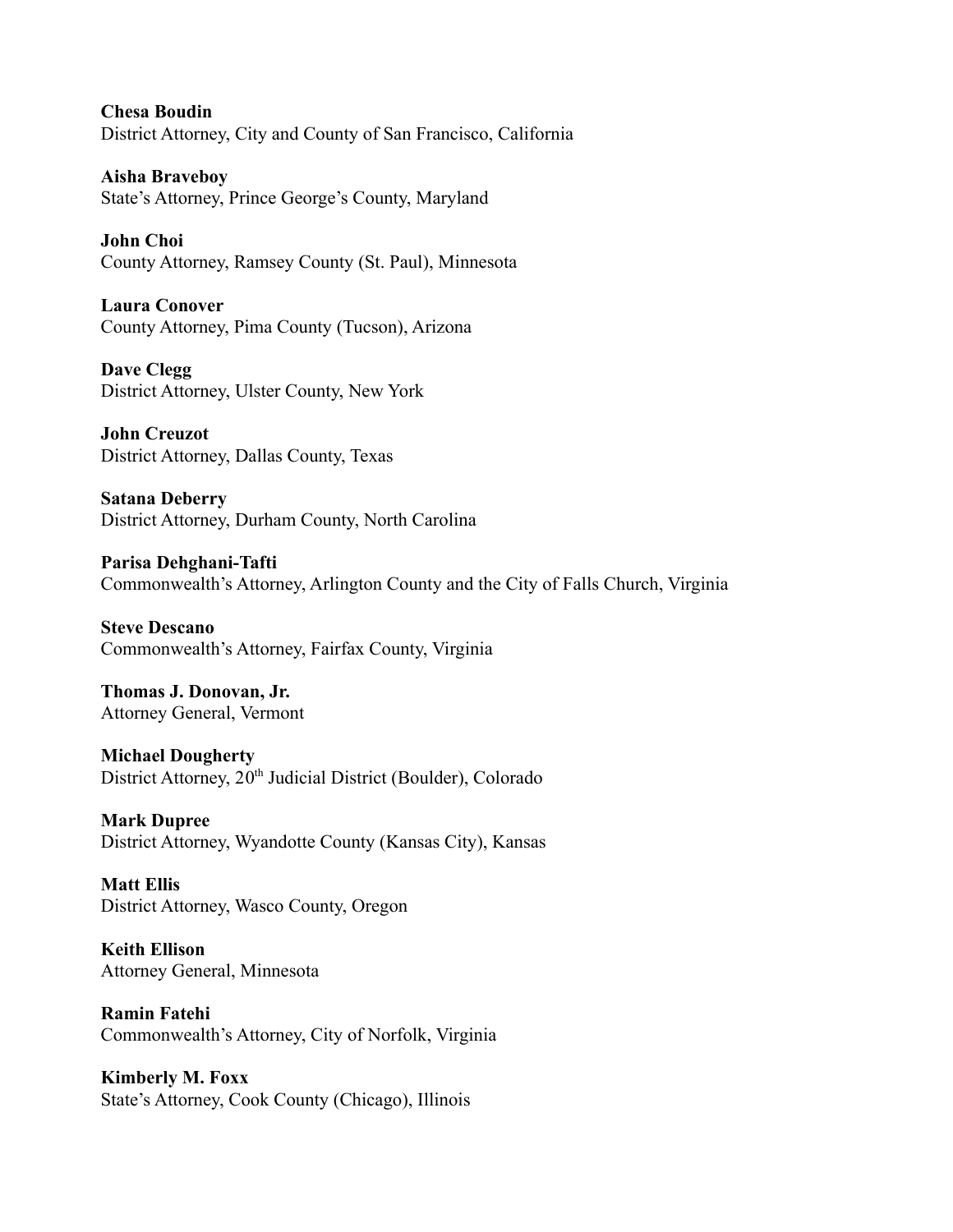**Chesa Boudin**
District Attorney, City and County of San Francisco, California

**Aisha Braveboy**
State's Attorney, Prince George's County, Maryland

**John Choi**
County Attorney, Ramsey County (St. Paul), Minnesota

**Laura Conover**
County Attorney, Pima County (Tucson), Arizona

**Dave Clegg**
District Attorney, Ulster County, New York

**John Creuzot**
District Attorney, Dallas County, Texas

**Satana Deberry**
District Attorney, Durham County, North Carolina

**Parisa Dehghani-Tafti**
Commonwealth's Attorney, Arlington County and the City of Falls Church, Virginia

**Steve Descano**
Commonwealth's Attorney, Fairfax County, Virginia

**Thomas J. Donovan, Jr.**
Attorney General, Vermont

**Michael Dougherty**
District Attorney, 20th Judicial District (Boulder), Colorado

**Mark Dupree**
District Attorney, Wyandotte County (Kansas City), Kansas

**Matt Ellis**
District Attorney, Wasco County, Oregon

**Keith Ellison**
Attorney General, Minnesota

**Ramin Fatehi**
Commonwealth's Attorney, City of Norfolk, Virginia

**Kimberly M. Foxx**
State's Attorney, Cook County (Chicago), Illinois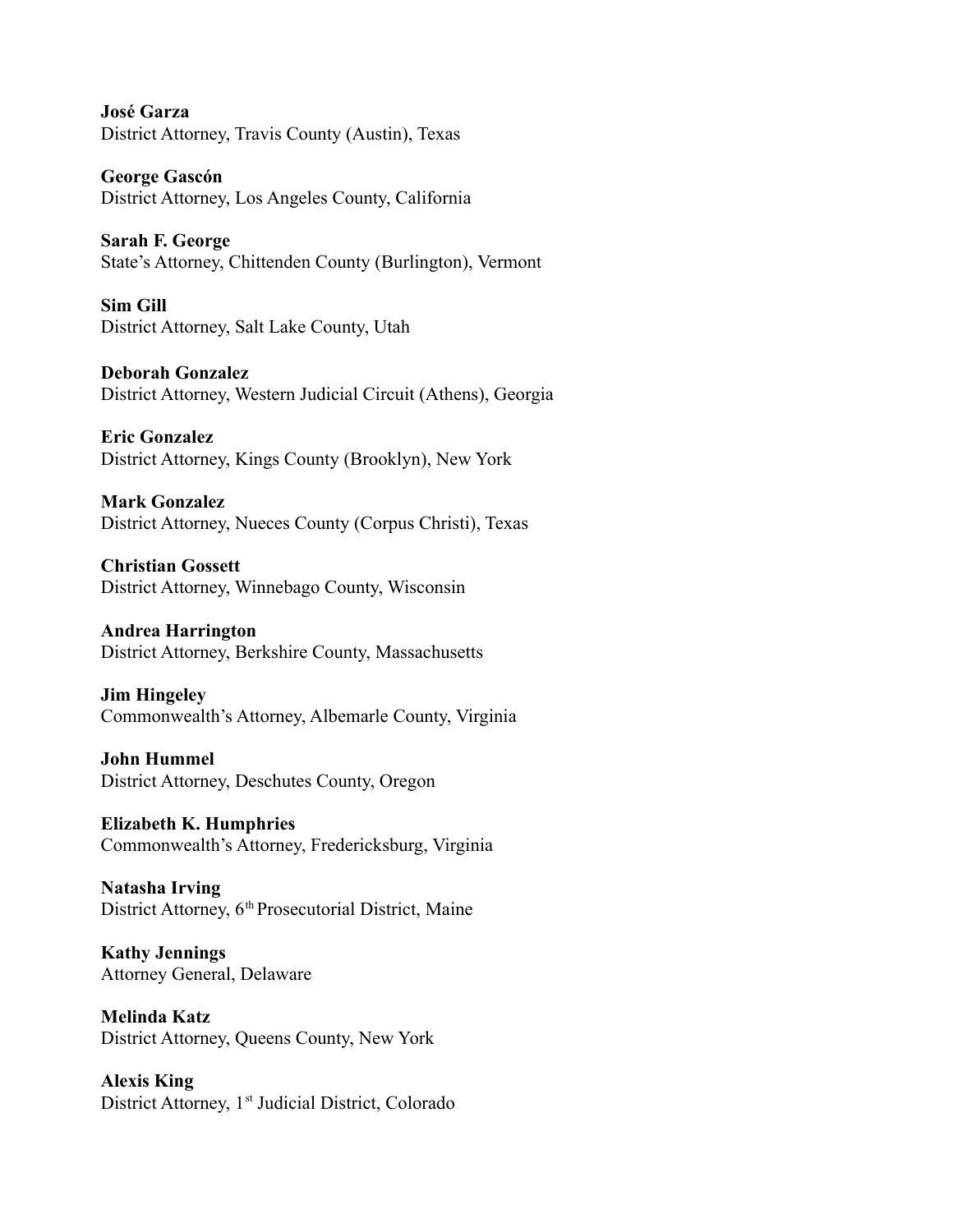**José Garza**
District Attorney, Travis County (Austin), Texas

**George Gascón**
District Attorney, Los Angeles County, California

**Sarah F. George**
State's Attorney, Chittenden County (Burlington), Vermont

**Sim Gill**
District Attorney, Salt Lake County, Utah

**Deborah Gonzalez**
District Attorney, Western Judicial Circuit (Athens), Georgia

**Eric Gonzalez**
District Attorney, Kings County (Brooklyn), New York

**Mark Gonzalez**
District Attorney, Nueces County (Corpus Christi), Texas

**Christian Gossett**
District Attorney, Winnebago County, Wisconsin

**Andrea Harrington**
District Attorney, Berkshire County, Massachusetts

**Jim Hingeley**
Commonwealth's Attorney, Albemarle County, Virginia

**John Hummel**
District Attorney, Deschutes County, Oregon

**Elizabeth K. Humphries**
Commonwealth's Attorney, Fredericksburg, Virginia

**Natasha Irving**
District Attorney, 6th Prosecutorial District, Maine

**Kathy Jennings**
Attorney General, Delaware

**Melinda Katz**
District Attorney, Queens County, New York

**Alexis King**
District Attorney, 1st Judicial District, Colorado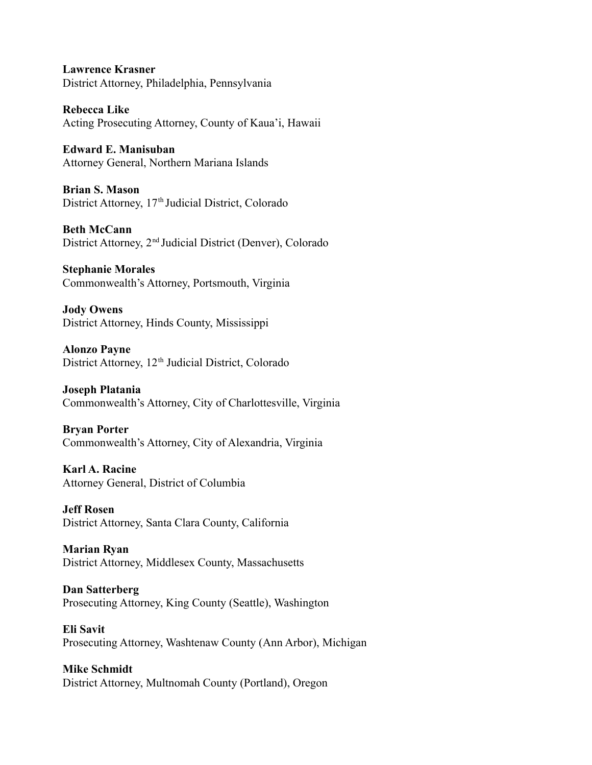**Lawrence Krasner**
District Attorney, Philadelphia, Pennsylvania

**Rebecca Like**
Acting Prosecuting Attorney, County of Kaua'i, Hawaii

**Edward E. Manisuban**
Attorney General, Northern Mariana Islands

**Brian S. Mason**
District Attorney, 17th Judicial District, Colorado

**Beth McCann**
District Attorney, 2nd Judicial District (Denver), Colorado

**Stephanie Morales**
Commonwealth's Attorney, Portsmouth, Virginia

**Jody Owens**
District Attorney, Hinds County, Mississippi

**Alonzo Payne**
District Attorney, 12th Judicial District, Colorado

**Joseph Platania**
Commonwealth's Attorney, City of Charlottesville, Virginia

**Bryan Porter**
Commonwealth's Attorney, City of Alexandria, Virginia

**Karl A. Racine**
Attorney General, District of Columbia

**Jeff Rosen**
District Attorney, Santa Clara County, California

**Marian Ryan**
District Attorney, Middlesex County, Massachusetts

**Dan Satterberg**
Prosecuting Attorney, King County (Seattle), Washington

**Eli Savit**
Prosecuting Attorney, Washtenaw County (Ann Arbor), Michigan

**Mike Schmidt**
District Attorney, Multnomah County (Portland), Oregon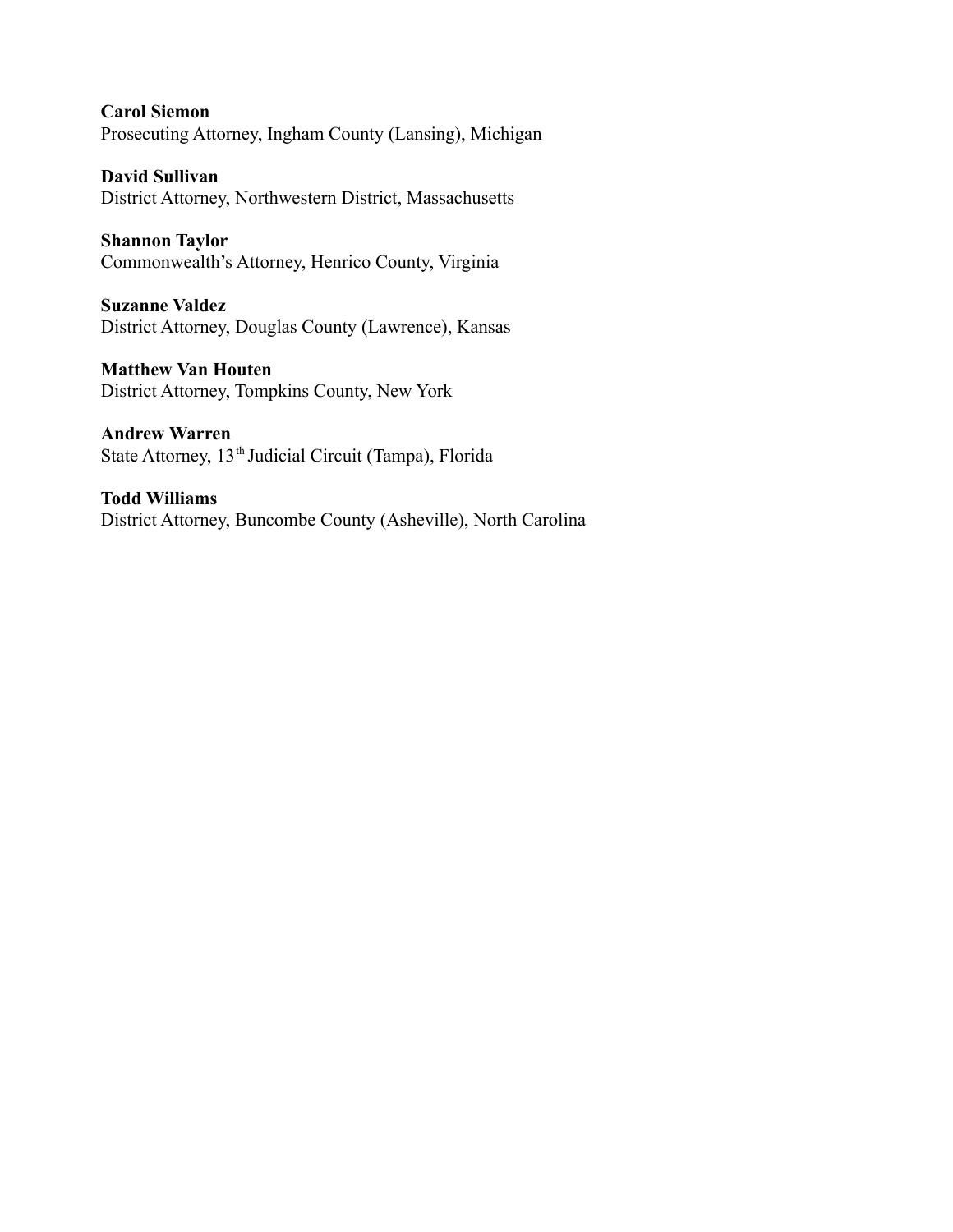**Carol Siemon**
Prosecuting Attorney, Ingham County (Lansing), Michigan

**David Sullivan**
District Attorney, Northwestern District, Massachusetts

**Shannon Taylor**
Commonwealth's Attorney, Henrico County, Virginia

**Suzanne Valdez**
District Attorney, Douglas County (Lawrence), Kansas

**Matthew Van Houten**
District Attorney, Tompkins County, New York

**Andrew Warren**
State Attorney, 13th Judicial Circuit (Tampa), Florida

**Todd Williams**
District Attorney, Buncombe County (Asheville), North Carolina